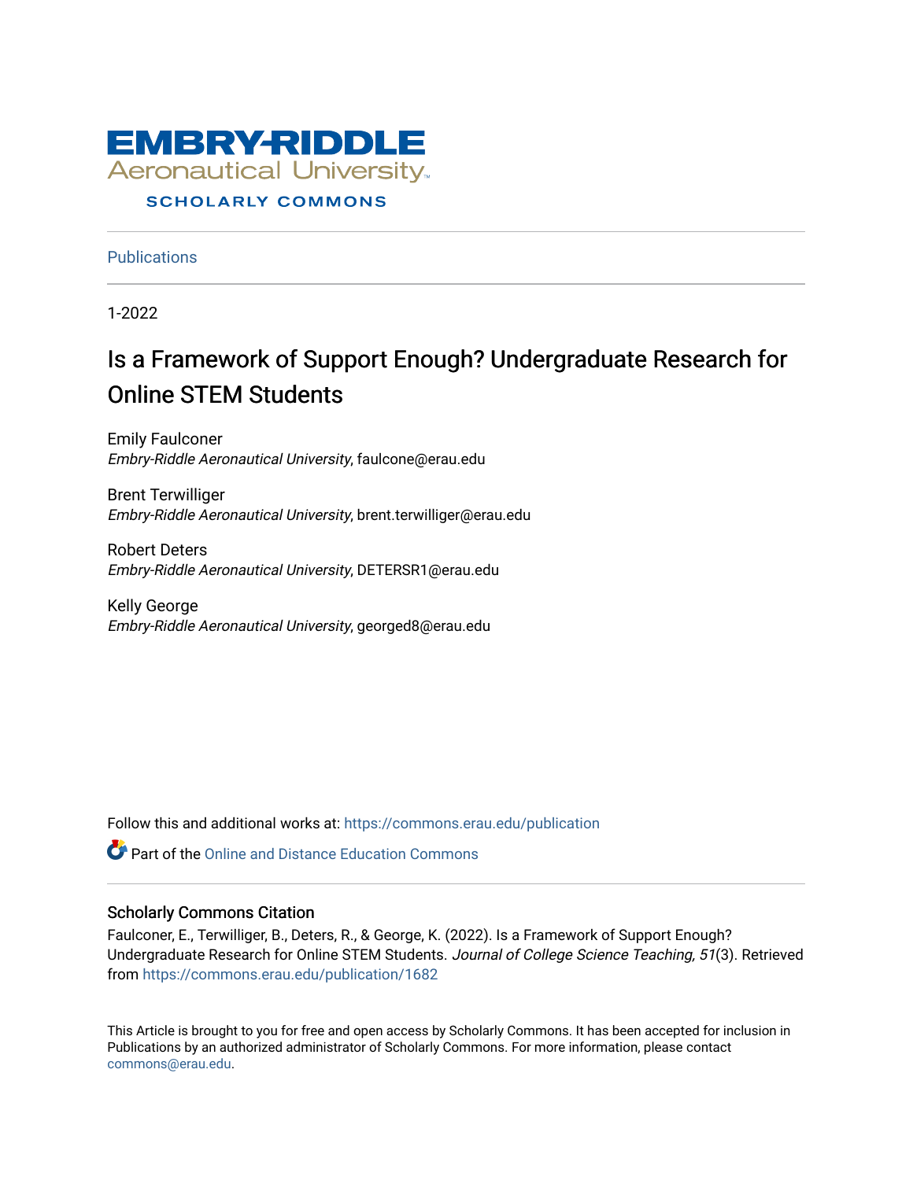EMBRY-RIDDLE
Aeronautical University
SCHOLARLY COMMONS

Publications

1-2022

# Is a Framework of Support Enough? Undergraduate Research for Online STEM Students

Emily Faulconer
*Embry-Riddle Aeronautical University*, faulcone@erau.edu

Brent Terwilliger
*Embry-Riddle Aeronautical University*, brent.terwilliger@erau.edu

Robert Deters
*Embry-Riddle Aeronautical University*, DETERSR1@erau.edu

Kelly George
*Embry-Riddle Aeronautical University*, georged8@erau.edu

Follow this and additional works at: https://commons.erau.edu/publication

Part of the Online and Distance Education Commons

## Scholarly Commons Citation

Faulconer, E., Terwilliger, B., Deters, R., & George, K. (2022). Is a Framework of Support Enough? Undergraduate Research for Online STEM Students. *Journal of College Science Teaching, 51*(3). Retrieved from https://commons.erau.edu/publication/1682

This Article is brought to you for free and open access by Scholarly Commons. It has been accepted for inclusion in Publications by an authorized administrator of Scholarly Commons. For more information, please contact commons@erau.edu.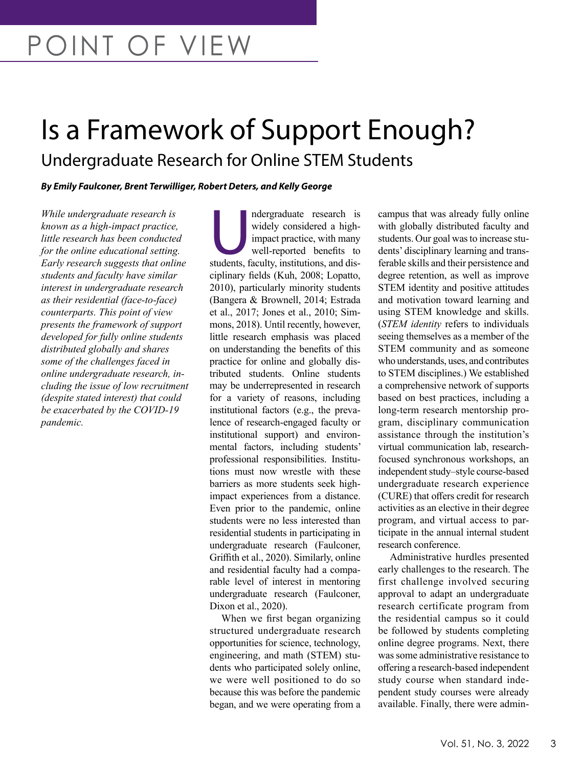# POINT OF VIEW

# Is a Framework of Support Enough?

## Undergraduate Research for Online STEM Students

***By Emily Faulconer, Brent Terwilliger, Robert Deters, and Kelly George***

*While undergraduate research is known as a high-impact practice, little research has been conducted for the online educational setting. Early research suggests that online students and faculty have similar interest in undergraduate research as their residential (face-to-face) counterparts. This point of view presents the framework of support developed for fully online students distributed globally and shares some of the challenges faced in online undergraduate research, including the issue of low recruitment (despite stated interest) that could be exacerbated by the COVID-19 pandemic.*

Undergraduate research is widely considered a high-impact practice, with many well-reported benefits to students, faculty, institutions, and disciplinary fields (Kuh, 2008; Lopatto, 2010), particularly minority students (Bangera & Brownell, 2014; Estrada et al., 2017; Jones et al., 2010; Simmons, 2018). Until recently, however, little research emphasis was placed on understanding the benefits of this practice for online and globally distributed students. Online students may be underrepresented in research for a variety of reasons, including institutional factors (e.g., the prevalence of research-engaged faculty or institutional support) and environmental factors, including students' professional responsibilities. Institutions must now wrestle with these barriers as more students seek high-impact experiences from a distance. Even prior to the pandemic, online students were no less interested than residential students in participating in undergraduate research (Faulconer, Griffith et al., 2020). Similarly, online and residential faculty had a comparable level of interest in mentoring undergraduate research (Faulconer, Dixon et al., 2020).

When we first began organizing structured undergraduate research opportunities for science, technology, engineering, and math (STEM) students who participated solely online, we were well positioned to do so because this was before the pandemic began, and we were operating from a campus that was already fully online with globally distributed faculty and students. Our goal was to increase students' disciplinary learning and transferable skills and their persistence and degree retention, as well as improve STEM identity and positive attitudes and motivation toward learning and using STEM knowledge and skills. (*STEM identity* refers to individuals seeing themselves as a member of the STEM community and as someone who understands, uses, and contributes to STEM disciplines.) We established a comprehensive network of supports based on best practices, including a long-term research mentorship program, disciplinary communication assistance through the institution's virtual communication lab, research-focused synchronous workshops, an independent study–style course-based undergraduate research experience (CURE) that offers credit for research activities as an elective in their degree program, and virtual access to participate in the annual internal student research conference.

Administrative hurdles presented early challenges to the research. The first challenge involved securing approval to adapt an undergraduate research certificate program from the residential campus so it could be followed by students completing online degree programs. Next, there was some administrative resistance to offering a research-based independent study course when standard independent study courses were already available. Finally, there were admin-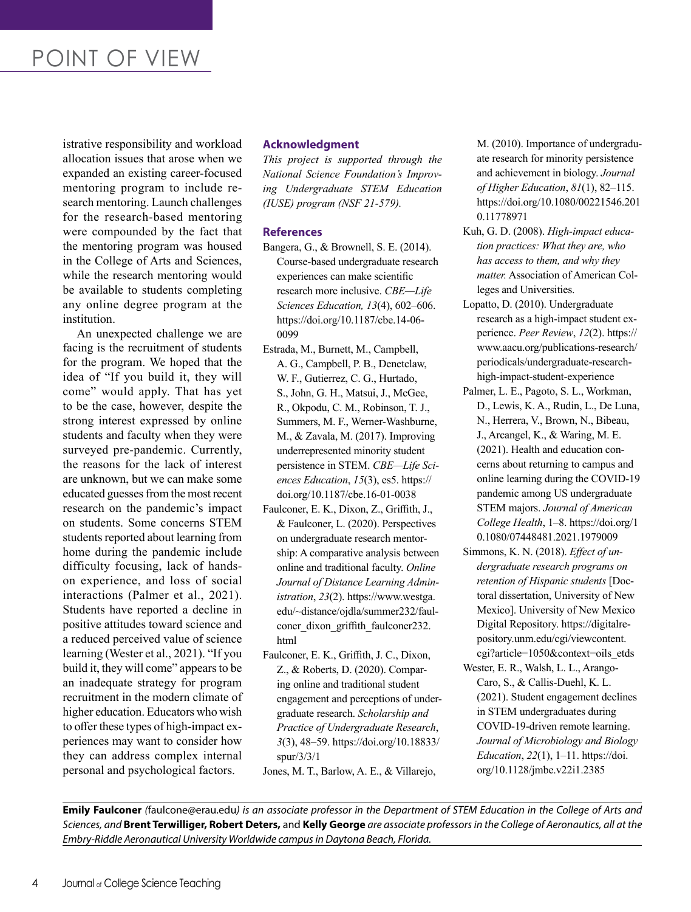istrative responsibility and workload allocation issues that arose when we expanded an existing career-focused mentoring program to include research mentoring. Launch challenges for the research-based mentoring were compounded by the fact that the mentoring program was housed in the College of Arts and Sciences, while the research mentoring would be available to students completing any online degree program at the institution.

An unexpected challenge we are facing is the recruitment of students for the program. We hoped that the idea of "If you build it, they will come" would apply. That has yet to be the case, however, despite the strong interest expressed by online students and faculty when they were surveyed pre-pandemic. Currently, the reasons for the lack of interest are unknown, but we can make some educated guesses from the most recent research on the pandemic's impact on students. Some concerns STEM students reported about learning from home during the pandemic include difficulty focusing, lack of hands-on experience, and loss of social interactions (Palmer et al., 2021). Students have reported a decline in positive attitudes toward science and a reduced perceived value of science learning (Wester et al., 2021). "If you build it, they will come" appears to be an inadequate strategy for program recruitment in the modern climate of higher education. Educators who wish to offer these types of high-impact experiences may want to consider how they can address complex internal personal and psychological factors.

## Acknowledgment

*This project is supported through the National Science Foundation's Improving Undergraduate STEM Education (IUSE) program (NSF 21-579).*

## References

Bangera, G., & Brownell, S. E. (2014). Course-based undergraduate research experiences can make scientific research more inclusive. *CBE—Life Sciences Education, 13*(4), 602–606. https://doi.org/10.1187/cbe.14-06-0099

Estrada, M., Burnett, M., Campbell, A. G., Campbell, P. B., Denetclaw, W. F., Gutierrez, C. G., Hurtado, S., John, G. H., Matsui, J., McGee, R., Okpodu, C. M., Robinson, T. J., Summers, M. F., Werner-Washburne, M., & Zavala, M. (2017). Improving underrepresented minority student persistence in STEM. *CBE—Life Sciences Education*, *15*(3), es5. https://doi.org/10.1187/cbe.16-01-0038

Faulconer, E. K., Dixon, Z., Griffith, J., & Faulconer, L. (2020). Perspectives on undergraduate research mentorship: A comparative analysis between online and traditional faculty. *Online Journal of Distance Learning Administration*, *23*(2). https://www.westga.edu/~distance/ojdla/summer232/faulconer_dixon_griffith_faulconer232.html

Faulconer, E. K., Griffith, J. C., Dixon, Z., & Roberts, D. (2020). Comparing online and traditional student engagement and perceptions of undergraduate research. *Scholarship and Practice of Undergraduate Research*, *3*(3), 48–59. https://doi.org/10.18833/spur/3/3/1

Jones, M. T., Barlow, A. E., & Villarejo, M. (2010). Importance of undergraduate research for minority persistence and achievement in biology. *Journal of Higher Education*, *81*(1), 82–115. https://doi.org/10.1080/00221546.2010.11778971

Kuh, G. D. (2008). *High-impact education practices: What they are, who has access to them, and why they matter.* Association of American Colleges and Universities.

Lopatto, D. (2010). Undergraduate research as a high-impact student experience. *Peer Review*, *12*(2). https://www.aacu.org/publications-research/periodicals/undergraduate-research-high-impact-student-experience

Palmer, L. E., Pagoto, S. L., Workman, D., Lewis, K. A., Rudin, L., De Luna, N., Herrera, V., Brown, N., Bibeau, J., Arcangel, K., & Waring, M. E. (2021). Health and education concerns about returning to campus and online learning during the COVID-19 pandemic among US undergraduate STEM majors. *Journal of American College Health*, 1–8. https://doi.org/10.1080/07448481.2021.1979009

Simmons, K. N. (2018). *Effect of undergraduate research programs on retention of Hispanic students* [Doctoral dissertation, University of New Mexico]. University of New Mexico Digital Repository. https://digitalrepository.unm.edu/cgi/viewcontent.cgi?article=1050&context=oils_etds

Wester, E. R., Walsh, L. L., Arango-Caro, S., & Callis-Duehl, K. L. (2021). Student engagement declines in STEM undergraduates during COVID-19-driven remote learning. *Journal of Microbiology and Biology Education*, *22*(1), 1–11. https://doi.org/10.1128/jmbe.v22i1.2385

---

**Emily Faulconer** *(*faulcone@erau.edu*) is an associate professor in the Department of STEM Education in the College of Arts and Sciences, and* **Brent Terwilliger, Robert Deters,** and **Kelly George** *are associate professors in the College of Aeronautics, all at the Embry-Riddle Aeronautical University Worldwide campus in Daytona Beach, Florida.*